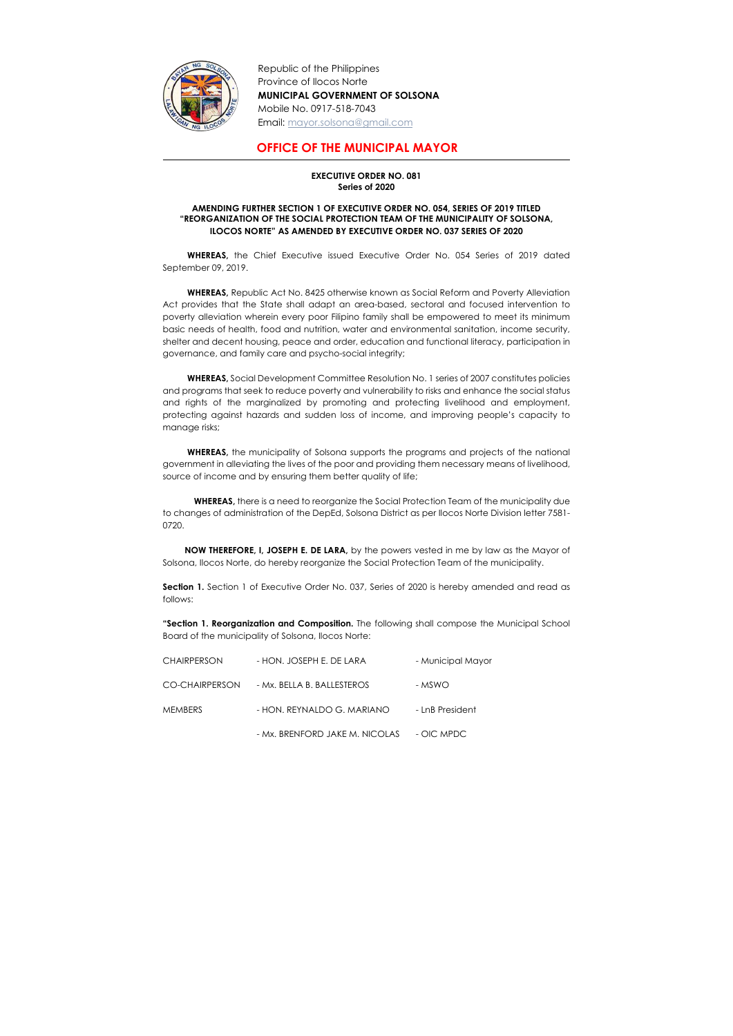Republic of the Philippines
Province of Ilocos Norte
**MUNICIPAL GOVERNMENT OF SOLSONA**
Mobile No. 0917-518-7043
Email: mayor.solsona@gmail.com

## OFFICE OF THE MUNICIPAL MAYOR

**EXECUTIVE ORDER NO. 081**
**Series of 2020**

**AMENDING FURTHER SECTION 1 OF EXECUTIVE ORDER NO. 054, SERIES OF 2019 TITLED "REORGANIZATION OF THE SOCIAL PROTECTION TEAM OF THE MUNICIPALITY OF SOLSONA, ILOCOS NORTE" AS AMENDED BY EXECUTIVE ORDER NO. 037 SERIES OF 2020**

**WHEREAS,** the Chief Executive issued Executive Order No. 054 Series of 2019 dated September 09, 2019.

**WHEREAS,** Republic Act No. 8425 otherwise known as Social Reform and Poverty Alleviation Act provides that the State shall adapt an area-based, sectoral and focused intervention to poverty alleviation wherein every poor Filipino family shall be empowered to meet its minimum basic needs of health, food and nutrition, water and environmental sanitation, income security, shelter and decent housing, peace and order, education and functional literacy, participation in governance, and family care and psycho-social integrity;

**WHEREAS,** Social Development Committee Resolution No. 1 series of 2007 constitutes policies and programs that seek to reduce poverty and vulnerability to risks and enhance the social status and rights of the marginalized by promoting and protecting livelihood and employment, protecting against hazards and sudden loss of income, and improving people's capacity to manage risks;

**WHEREAS,** the municipality of Solsona supports the programs and projects of the national government in alleviating the lives of the poor and providing them necessary means of livelihood, source of income and by ensuring them better quality of life;

**WHEREAS,** there is a need to reorganize the Social Protection Team of the municipality due to changes of administration of the DepEd, Solsona District as per Ilocos Norte Division letter 7581-0720.

**NOW THEREFORE, I, JOSEPH E. DE LARA,** by the powers vested in me by law as the Mayor of Solsona, Ilocos Norte, do hereby reorganize the Social Protection Team of the municipality.

**Section 1.** Section 1 of Executive Order No. 037, Series of 2020 is hereby amended and read as follows:

**"Section 1. Reorganization and Composition.** The following shall compose the Municipal School Board of the municipality of Solsona, Ilocos Norte:

| | | |
|---|---|---|
| CHAIRPERSON | - HON. JOSEPH E. DE LARA | - Municipal Mayor |
| CO-CHAIRPERSON | - Mx. BELLA B. BALLESTEROS | - MSWO |
| MEMBERS | - HON. REYNALDO G. MARIANO | - LnB President |
| | - Mx. BRENFORD JAKE M. NICOLAS | - OIC MPDC |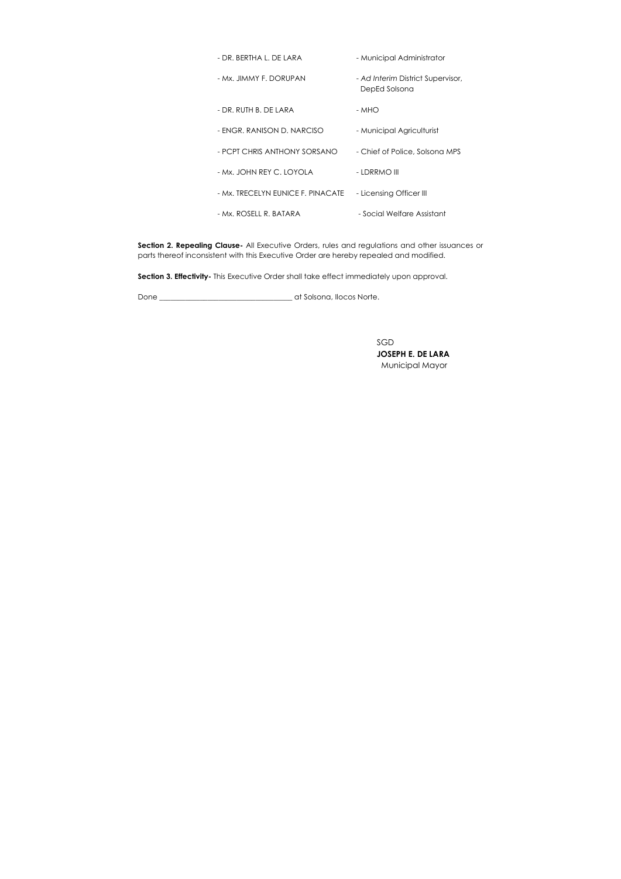| | |
|---|---|
| - DR. BERTHA L. DE LARA | - Municipal Administrator |
| - Mx. JIMMY F. DORUPAN | - *Ad Interim* District Supervisor, DepEd Solsona |
| - DR. RUTH B. DE LARA | - MHO |
| - ENGR. RANISON D. NARCISO | - Municipal Agriculturist |
| - PCPT CHRIS ANTHONY SORSANO | - Chief of Police, Solsona MPS |
| - Mx. JOHN REY C. LOYOLA | - LDRRMO III |
| - Mx. TRECELYN EUNICE F. PINACATE | - Licensing Officer III |
| - Mx. ROSELL R. BATARA | - Social Welfare Assistant |

**Section 2. Repealing Clause-** All Executive Orders, rules and regulations and other issuances or parts thereof inconsistent with this Executive Order are hereby repealed and modified.

**Section 3. Effectivity-** This Executive Order shall take effect immediately upon approval.

Done ___________________________________ at Solsona, Ilocos Norte.

SGD
**JOSEPH E. DE LARA**
Municipal Mayor